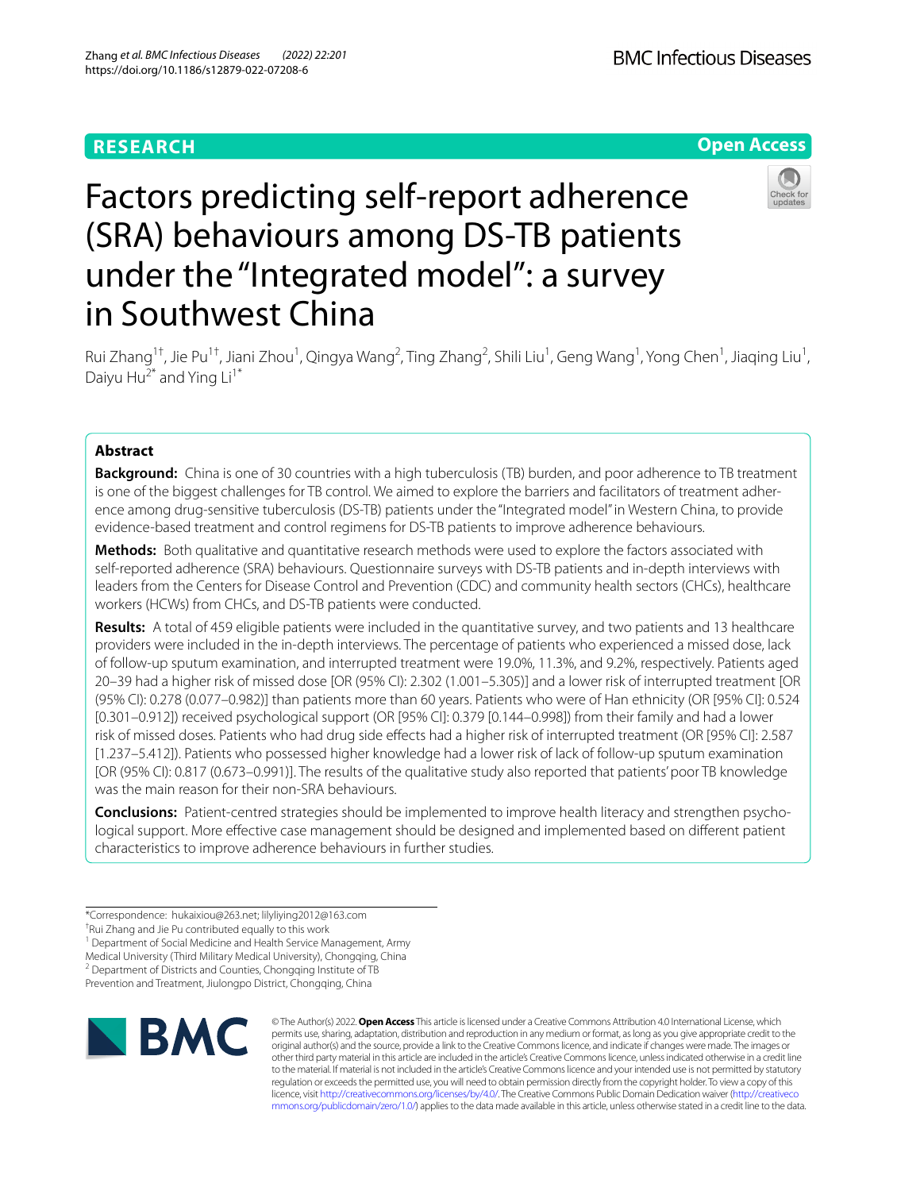RESEARCH

Open Access

# Factors predicting self-report adherence (SRA) behaviours among DS-TB patients under the "Integrated model": a survey in Southwest China

Rui Zhang[1†], Jie Pu[1†], Jiani Zhou[1], Qingya Wang[2], Ting Zhang[2], Shili Liu[1], Geng Wang[1], Yong Chen[1], Jiaqing Liu[1], Daiyu Hu[2*] and Ying Li[1*]

## Abstract

**Background:** China is one of 30 countries with a high tuberculosis (TB) burden, and poor adherence to TB treatment is one of the biggest challenges for TB control. We aimed to explore the barriers and facilitators of treatment adherence among drug-sensitive tuberculosis (DS-TB) patients under the "Integrated model" in Western China, to provide evidence-based treatment and control regimens for DS-TB patients to improve adherence behaviours.

**Methods:** Both qualitative and quantitative research methods were used to explore the factors associated with self-reported adherence (SRA) behaviours. Questionnaire surveys with DS-TB patients and in-depth interviews with leaders from the Centers for Disease Control and Prevention (CDC) and community health sectors (CHCs), healthcare workers (HCWs) from CHCs, and DS-TB patients were conducted.

**Results:** A total of 459 eligible patients were included in the quantitative survey, and two patients and 13 healthcare providers were included in the in-depth interviews. The percentage of patients who experienced a missed dose, lack of follow-up sputum examination, and interrupted treatment were 19.0%, 11.3%, and 9.2%, respectively. Patients aged 20–39 had a higher risk of missed dose [OR (95% CI): 2.302 (1.001–5.305)] and a lower risk of interrupted treatment [OR (95% CI): 0.278 (0.077–0.982)] than patients more than 60 years. Patients who were of Han ethnicity (OR [95% CI]: 0.524 [0.301–0.912]) received psychological support (OR [95% CI]: 0.379 [0.144–0.998]) from their family and had a lower risk of missed doses. Patients who had drug side effects had a higher risk of interrupted treatment (OR [95% CI]: 2.587 [1.237–5.412]). Patients who possessed higher knowledge had a lower risk of lack of follow-up sputum examination [OR (95% CI): 0.817 (0.673–0.991)]. The results of the qualitative study also reported that patients' poor TB knowledge was the main reason for their non-SRA behaviours.

**Conclusions:** Patient-centred strategies should be implemented to improve health literacy and strengthen psychological support. More effective case management should be designed and implemented based on different patient characteristics to improve adherence behaviours in further studies.

*Correspondence: hukaixiou@263.net; lilyliying2012@163.com
†Rui Zhang and Jie Pu contributed equally to this work
[1] Department of Social Medicine and Health Service Management, Army Medical University (Third Military Medical University), Chongqing, China
[2] Department of Districts and Counties, Chongqing Institute of TB Prevention and Treatment, Jiulongpo District, Chongqing, China

© The Author(s) 2022. **Open Access** This article is licensed under a Creative Commons Attribution 4.0 International License, which permits use, sharing, adaptation, distribution and reproduction in any medium or format, as long as you give appropriate credit to the original author(s) and the source, provide a link to the Creative Commons licence, and indicate if changes were made. The images or other third party material in this article are included in the article's Creative Commons licence, unless indicated otherwise in a credit line to the material. If material is not included in the article's Creative Commons licence and your intended use is not permitted by statutory regulation or exceeds the permitted use, you will need to obtain permission directly from the copyright holder. To view a copy of this licence, visit http://creativecommons.org/licenses/by/4.0/. The Creative Commons Public Domain Dedication waiver (http://creativecommons.org/publicdomain/zero/1.0/) applies to the data made available in this article, unless otherwise stated in a credit line to the data.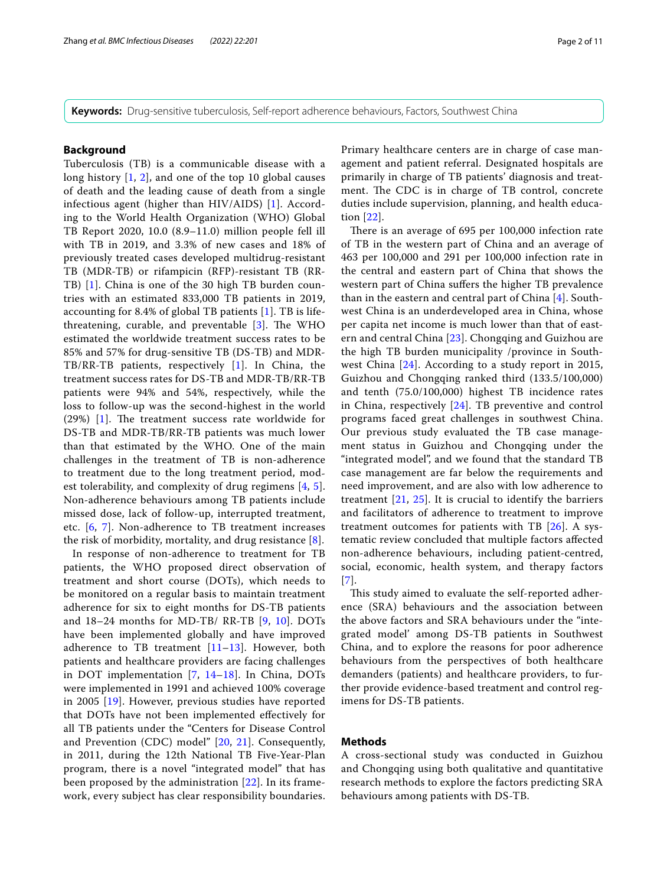**Keywords:** Drug-sensitive tuberculosis, Self-report adherence behaviours, Factors, Southwest China

## Background

Tuberculosis (TB) is a communicable disease with a long history [1, 2], and one of the top 10 global causes of death and the leading cause of death from a single infectious agent (higher than HIV/AIDS) [1]. According to the World Health Organization (WHO) Global TB Report 2020, 10.0 (8.9–11.0) million people fell ill with TB in 2019, and 3.3% of new cases and 18% of previously treated cases developed multidrug-resistant TB (MDR-TB) or rifampicin (RFP)-resistant TB (RR-TB) [1]. China is one of the 30 high TB burden countries with an estimated 833,000 TB patients in 2019, accounting for 8.4% of global TB patients [1]. TB is life-threatening, curable, and preventable [3]. The WHO estimated the worldwide treatment success rates to be 85% and 57% for drug-sensitive TB (DS-TB) and MDR-TB/RR-TB patients, respectively [1]. In China, the treatment success rates for DS-TB and MDR-TB/RR-TB patients were 94% and 54%, respectively, while the loss to follow-up was the second-highest in the world (29%) [1]. The treatment success rate worldwide for DS-TB and MDR-TB/RR-TB patients was much lower than that estimated by the WHO. One of the main challenges in the treatment of TB is non-adherence to treatment due to the long treatment period, modest tolerability, and complexity of drug regimens [4, 5]. Non-adherence behaviours among TB patients include missed dose, lack of follow-up, interrupted treatment, etc. [6, 7]. Non-adherence to TB treatment increases the risk of morbidity, mortality, and drug resistance [8].

In response of non-adherence to treatment for TB patients, the WHO proposed direct observation of treatment and short course (DOTs), which needs to be monitored on a regular basis to maintain treatment adherence for six to eight months for DS-TB patients and 18–24 months for MD-TB/ RR-TB [9, 10]. DOTs have been implemented globally and have improved adherence to TB treatment [11–13]. However, both patients and healthcare providers are facing challenges in DOT implementation [7, 14–18]. In China, DOTs were implemented in 1991 and achieved 100% coverage in 2005 [19]. However, previous studies have reported that DOTs have not been implemented effectively for all TB patients under the "Centers for Disease Control and Prevention (CDC) model" [20, 21]. Consequently, in 2011, during the 12th National TB Five-Year-Plan program, there is a novel "integrated model" that has been proposed by the administration [22]. In its framework, every subject has clear responsibility boundaries. Primary healthcare centers are in charge of case management and patient referral. Designated hospitals are primarily in charge of TB patients' diagnosis and treatment. The CDC is in charge of TB control, concrete duties include supervision, planning, and health education [22].

There is an average of 695 per 100,000 infection rate of TB in the western part of China and an average of 463 per 100,000 and 291 per 100,000 infection rate in the central and eastern part of China that shows the western part of China suffers the higher TB prevalence than in the eastern and central part of China [4]. Southwest China is an underdeveloped area in China, whose per capita net income is much lower than that of eastern and central China [23]. Chongqing and Guizhou are the high TB burden municipality /province in Southwest China [24]. According to a study report in 2015, Guizhou and Chongqing ranked third (133.5/100,000) and tenth (75.0/100,000) highest TB incidence rates in China, respectively [24]. TB preventive and control programs faced great challenges in southwest China. Our previous study evaluated the TB case management status in Guizhou and Chongqing under the "integrated model", and we found that the standard TB case management are far below the requirements and need improvement, and are also with low adherence to treatment [21, 25]. It is crucial to identify the barriers and facilitators of adherence to treatment to improve treatment outcomes for patients with TB [26]. A systematic review concluded that multiple factors affected non-adherence behaviours, including patient-centred, social, economic, health system, and therapy factors [7].

This study aimed to evaluate the self-reported adherence (SRA) behaviours and the association between the above factors and SRA behaviours under the "integrated model' among DS-TB patients in Southwest China, and to explore the reasons for poor adherence behaviours from the perspectives of both healthcare demanders (patients) and healthcare providers, to further provide evidence-based treatment and control regimens for DS-TB patients.

## Methods

A cross-sectional study was conducted in Guizhou and Chongqing using both qualitative and quantitative research methods to explore the factors predicting SRA behaviours among patients with DS-TB.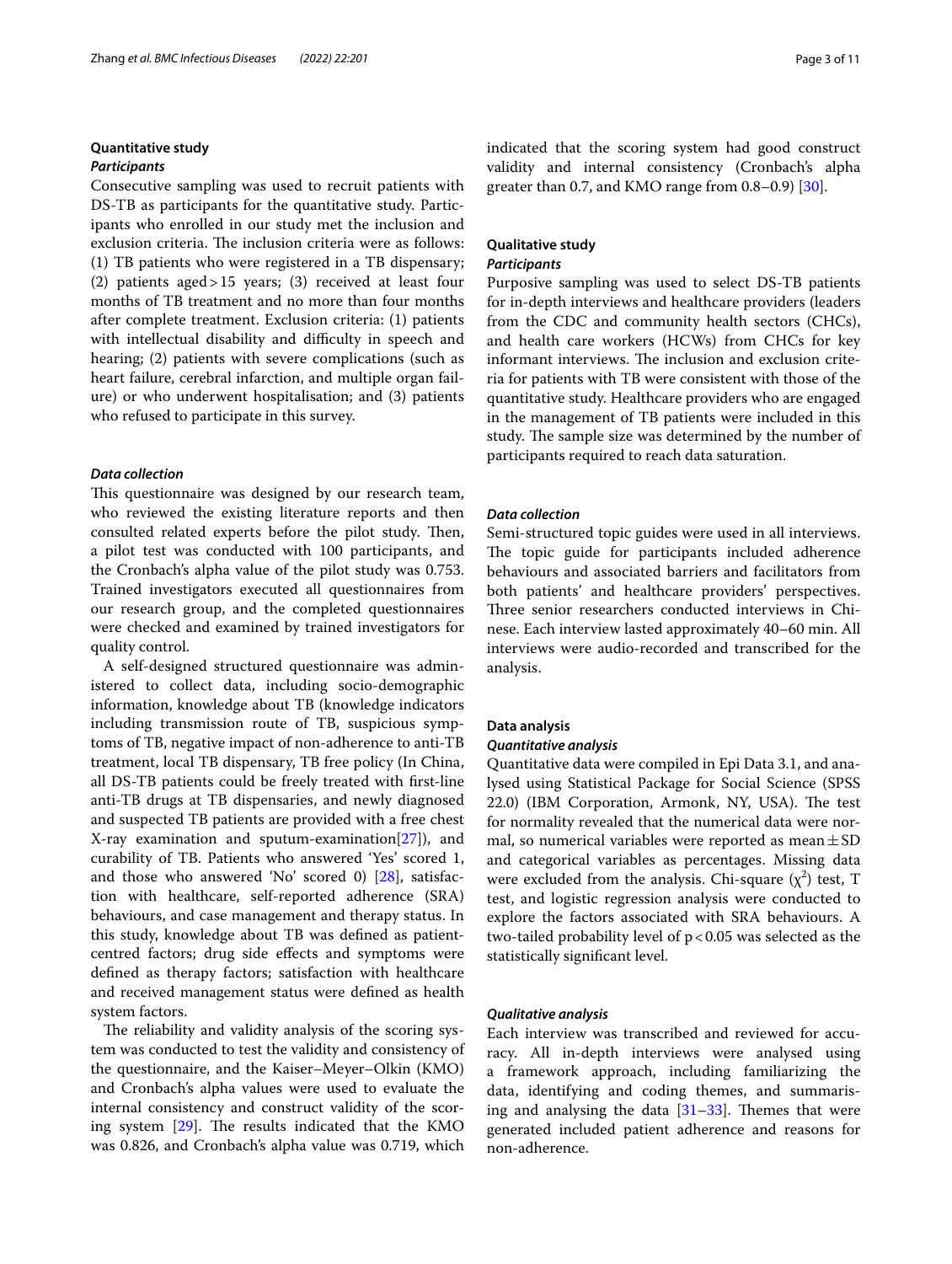### Quantitative study

#### *Participants*

Consecutive sampling was used to recruit patients with DS-TB as participants for the quantitative study. Participants who enrolled in our study met the inclusion and exclusion criteria. The inclusion criteria were as follows: (1) TB patients who were registered in a TB dispensary; (2) patients aged > 15 years; (3) received at least four months of TB treatment and no more than four months after complete treatment. Exclusion criteria: (1) patients with intellectual disability and difficulty in speech and hearing; (2) patients with severe complications (such as heart failure, cerebral infarction, and multiple organ failure) or who underwent hospitalisation; and (3) patients who refused to participate in this survey.

#### *Data collection*

This questionnaire was designed by our research team, who reviewed the existing literature reports and then consulted related experts before the pilot study. Then, a pilot test was conducted with 100 participants, and the Cronbach's alpha value of the pilot study was 0.753. Trained investigators executed all questionnaires from our research group, and the completed questionnaires were checked and examined by trained investigators for quality control.

A self-designed structured questionnaire was administered to collect data, including socio-demographic information, knowledge about TB (knowledge indicators including transmission route of TB, suspicious symptoms of TB, negative impact of non-adherence to anti-TB treatment, local TB dispensary, TB free policy (In China, all DS-TB patients could be freely treated with first-line anti-TB drugs at TB dispensaries, and newly diagnosed and suspected TB patients are provided with a free chest X-ray examination and sputum-examination[27]), and curability of TB. Patients who answered 'Yes' scored 1, and those who answered 'No' scored 0) [28], satisfaction with healthcare, self-reported adherence (SRA) behaviours, and case management and therapy status. In this study, knowledge about TB was defined as patient-centred factors; drug side effects and symptoms were defined as therapy factors; satisfaction with healthcare and received management status were defined as health system factors.

The reliability and validity analysis of the scoring system was conducted to test the validity and consistency of the questionnaire, and the Kaiser–Meyer–Olkin (KMO) and Cronbach's alpha values were used to evaluate the internal consistency and construct validity of the scoring system [29]. The results indicated that the KMO was 0.826, and Cronbach's alpha value was 0.719, which indicated that the scoring system had good construct validity and internal consistency (Cronbach's alpha greater than 0.7, and KMO range from 0.8–0.9) [30].

### Qualitative study

#### *Participants*

Purposive sampling was used to select DS-TB patients for in-depth interviews and healthcare providers (leaders from the CDC and community health sectors (CHCs), and health care workers (HCWs) from CHCs for key informant interviews. The inclusion and exclusion criteria for patients with TB were consistent with those of the quantitative study. Healthcare providers who are engaged in the management of TB patients were included in this study. The sample size was determined by the number of participants required to reach data saturation.

#### *Data collection*

Semi-structured topic guides were used in all interviews. The topic guide for participants included adherence behaviours and associated barriers and facilitators from both patients' and healthcare providers' perspectives. Three senior researchers conducted interviews in Chinese. Each interview lasted approximately 40–60 min. All interviews were audio-recorded and transcribed for the analysis.

### Data analysis

#### *Quantitative analysis*

Quantitative data were compiled in Epi Data 3.1, and analysed using Statistical Package for Social Science (SPSS 22.0) (IBM Corporation, Armonk, NY, USA). The test for normality revealed that the numerical data were normal, so numerical variables were reported as mean ± SD and categorical variables as percentages. Missing data were excluded from the analysis. Chi-square ($\chi^2$) test, T test, and logistic regression analysis were conducted to explore the factors associated with SRA behaviours. A two-tailed probability level of $p < 0.05$ was selected as the statistically significant level.

#### *Qualitative analysis*

Each interview was transcribed and reviewed for accuracy. All in-depth interviews were analysed using a framework approach, including familiarizing the data, identifying and coding themes, and summarising and analysing the data [31–33]. Themes that were generated included patient adherence and reasons for non-adherence.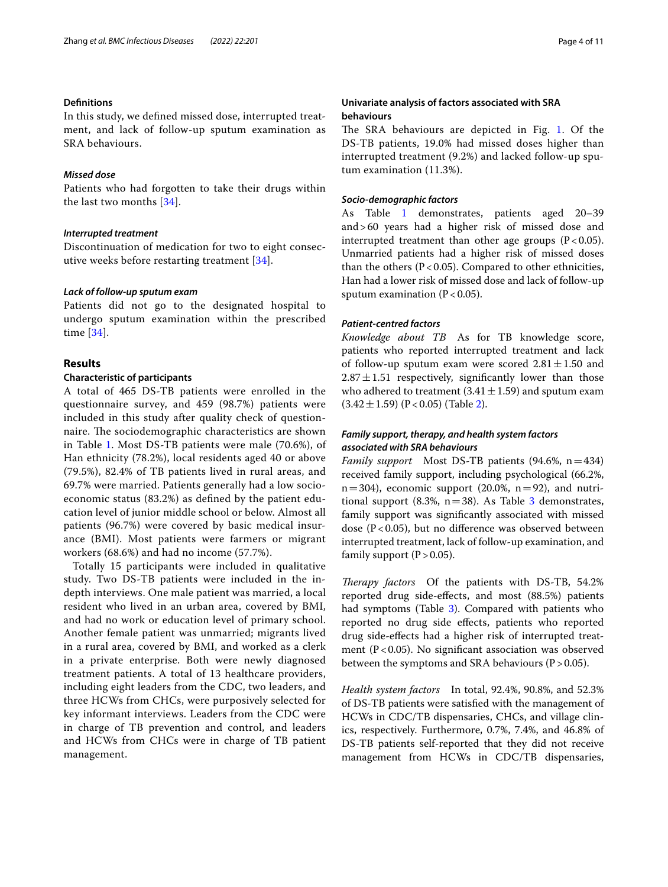### Definitions

In this study, we defined missed dose, interrupted treatment, and lack of follow-up sputum examination as SRA behaviours.

#### *Missed dose*

Patients who had forgotten to take their drugs within the last two months [34].

#### *Interrupted treatment*

Discontinuation of medication for two to eight consecutive weeks before restarting treatment [34].

#### *Lack of follow-up sputum exam*

Patients did not go to the designated hospital to undergo sputum examination within the prescribed time [34].

## Results

### Characteristic of participants

A total of 465 DS-TB patients were enrolled in the questionnaire survey, and 459 (98.7%) patients were included in this study after quality check of questionnaire. The sociodemographic characteristics are shown in Table 1. Most DS-TB patients were male (70.6%), of Han ethnicity (78.2%), local residents aged 40 or above (79.5%), 82.4% of TB patients lived in rural areas, and 69.7% were married. Patients generally had a low socioeconomic status (83.2%) as defined by the patient education level of junior middle school or below. Almost all patients (96.7%) were covered by basic medical insurance (BMI). Most patients were farmers or migrant workers (68.6%) and had no income (57.7%).

Totally 15 participants were included in qualitative study. Two DS-TB patients were included in the in-depth interviews. One male patient was married, a local resident who lived in an urban area, covered by BMI, and had no work or education level of primary school. Another female patient was unmarried; migrants lived in a rural area, covered by BMI, and worked as a clerk in a private enterprise. Both were newly diagnosed treatment patients. A total of 13 healthcare providers, including eight leaders from the CDC, two leaders, and three HCWs from CHCs, were purposively selected for key informant interviews. Leaders from the CDC were in charge of TB prevention and control, and leaders and HCWs from CHCs were in charge of TB patient management.

### Univariate analysis of factors associated with SRA behaviours

The SRA behaviours are depicted in Fig. 1. Of the DS-TB patients, 19.0% had missed doses higher than interrupted treatment (9.2%) and lacked follow-up sputum examination (11.3%).

#### *Socio-demographic factors*

As Table 1 demonstrates, patients aged 20–39 and > 60 years had a higher risk of missed dose and interrupted treatment than other age groups ($P < 0.05$). Unmarried patients had a higher risk of missed doses than the others ($P < 0.05$). Compared to other ethnicities, Han had a lower risk of missed dose and lack of follow-up sputum examination ($P < 0.05$).

#### *Patient-centred factors*

*Knowledge about TB* As for TB knowledge score, patients who reported interrupted treatment and lack of follow-up sputum exam were scored $2.81 \pm 1.50$ and $2.87 \pm 1.51$ respectively, significantly lower than those who adhered to treatment ($3.41 \pm 1.59$) and sputum exam ($3.42 \pm 1.59$) ($P < 0.05$) (Table 2).

#### *Family support, therapy, and health system factors associated with SRA behaviours*

*Family support* Most DS-TB patients (94.6%, n = 434) received family support, including psychological (66.2%, n = 304), economic support (20.0%, n = 92), and nutritional support (8.3%, n = 38). As Table 3 demonstrates, family support was significantly associated with missed dose ($P < 0.05$), but no difference was observed between interrupted treatment, lack of follow-up examination, and family support ($P > 0.05$).

*Therapy factors* Of the patients with DS-TB, 54.2% reported drug side-effects, and most (88.5%) patients had symptoms (Table 3). Compared with patients who reported no drug side effects, patients who reported drug side-effects had a higher risk of interrupted treatment ($P < 0.05$). No significant association was observed between the symptoms and SRA behaviours ($P > 0.05$).

*Health system factors* In total, 92.4%, 90.8%, and 52.3% of DS-TB patients were satisfied with the management of HCWs in CDC/TB dispensaries, CHCs, and village clinics, respectively. Furthermore, 0.7%, 7.4%, and 46.8% of DS-TB patients self-reported that they did not receive management from HCWs in CDC/TB dispensaries,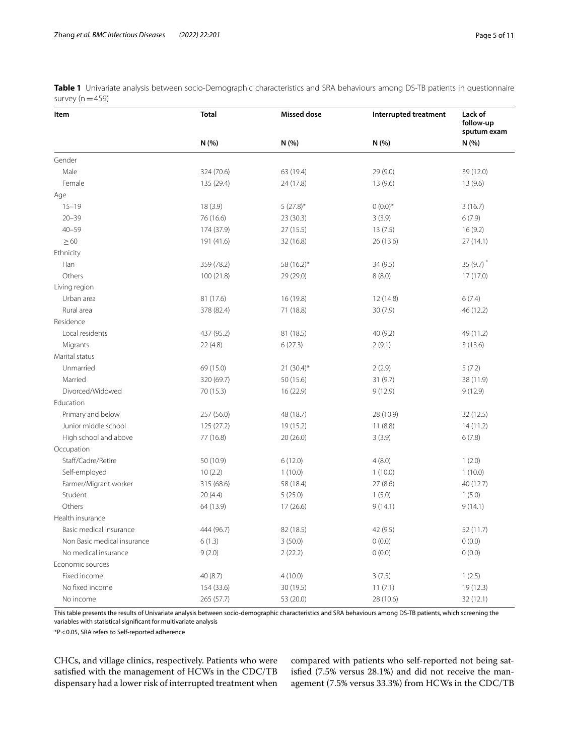**Table 1** Univariate analysis between socio-Demographic characteristics and SRA behaviours among DS-TB patients in questionnaire survey (n = 459)

| Item | Total | Missed dose | Interrupted treatment | Lack of follow-up sputum exam |
|---|---|---|---|---|
| | N (%) | N (%) | N (%) | N (%) |
| Gender | | | | |
| Male | 324 (70.6) | 63 (19.4) | 29 (9.0) | 39 (12.0) |
| Female | 135 (29.4) | 24 (17.8) | 13 (9.6) | 13 (9.6) |
| Age | | | | |
| 15–19 | 18 (3.9) | 5 (27.8)* | 0 (0.0)* | 3 (16.7) |
| 20–39 | 76 (16.6) | 23 (30.3) | 3 (3.9) | 6 (7.9) |
| 40–59 | 174 (37.9) | 27 (15.5) | 13 (7.5) | 16 (9.2) |
| ≥ 60 | 191 (41.6) | 32 (16.8) | 26 (13.6) | 27 (14.1) |
| Ethnicity | | | | |
| Han | 359 (78.2) | 58 (16.2)* | 34 (9.5) | 35 (9.7)* |
| Others | 100 (21.8) | 29 (29.0) | 8 (8.0) | 17 (17.0) |
| Living region | | | | |
| Urban area | 81 (17.6) | 16 (19.8) | 12 (14.8) | 6 (7.4) |
| Rural area | 378 (82.4) | 71 (18.8) | 30 (7.9) | 46 (12.2) |
| Residence | | | | |
| Local residents | 437 (95.2) | 81 (18.5) | 40 (9.2) | 49 (11.2) |
| Migrants | 22 (4.8) | 6 (27.3) | 2 (9.1) | 3 (13.6) |
| Marital status | | | | |
| Unmarried | 69 (15.0) | 21 (30.4)* | 2 (2.9) | 5 (7.2) |
| Married | 320 (69.7) | 50 (15.6) | 31 (9.7) | 38 (11.9) |
| Divorced/Widowed | 70 (15.3) | 16 (22.9) | 9 (12.9) | 9 (12.9) |
| Education | | | | |
| Primary and below | 257 (56.0) | 48 (18.7) | 28 (10.9) | 32 (12.5) |
| Junior middle school | 125 (27.2) | 19 (15.2) | 11 (8.8) | 14 (11.2) |
| High school and above | 77 (16.8) | 20 (26.0) | 3 (3.9) | 6 (7.8) |
| Occupation | | | | |
| Staff/Cadre/Retire | 50 (10.9) | 6 (12.0) | 4 (8.0) | 1 (2.0) |
| Self-employed | 10 (2.2) | 1 (10.0) | 1 (10.0) | 1 (10.0) |
| Farmer/Migrant worker | 315 (68.6) | 58 (18.4) | 27 (8.6) | 40 (12.7) |
| Student | 20 (4.4) | 5 (25.0) | 1 (5.0) | 1 (5.0) |
| Others | 64 (13.9) | 17 (26.6) | 9 (14.1) | 9 (14.1) |
| Health insurance | | | | |
| Basic medical insurance | 444 (96.7) | 82 (18.5) | 42 (9.5) | 52 (11.7) |
| Non Basic medical insurance | 6 (1.3) | 3 (50.0) | 0 (0.0) | 0 (0.0) |
| No medical insurance | 9 (2.0) | 2 (22.2) | 0 (0.0) | 0 (0.0) |
| Economic sources | | | | |
| Fixed income | 40 (8.7) | 4 (10.0) | 3 (7.5) | 1 (2.5) |
| No fixed income | 154 (33.6) | 30 (19.5) | 11 (7.1) | 19 (12.3) |
| No income | 265 (57.7) | 53 (20.0) | 28 (10.6) | 32 (12.1) |

This table presents the results of Univariate analysis between socio-demographic characteristics and SRA behaviours among DS-TB patients, which screening the variables with statistical significant for multivariate analysis

*$P < 0.05$, SRA refers to Self-reported adherence

CHCs, and village clinics, respectively. Patients who were satisfied with the management of HCWs in the CDC/TB dispensary had a lower risk of interrupted treatment when compared with patients who self-reported not being satisfied (7.5% versus 28.1%) and did not receive the management (7.5% versus 33.3%) from HCWs in the CDC/TB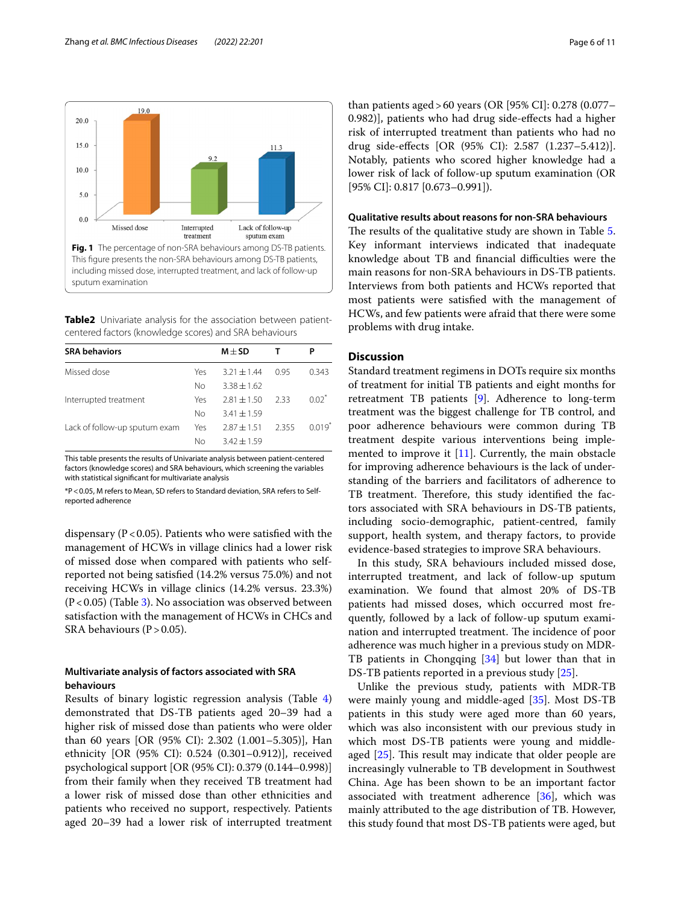Fig. 1 The percentage of non-SRA behaviours among DS-TB patients. This figure presents the non-SRA behaviours among DS-TB patients, including missed dose, interrupted treatment, and lack of follow-up sputum examination

**Table2** Univariate analysis for the association between patient-centered factors (knowledge scores) and SRA behaviours

| SRA behaviors | | M ± SD | T | P |
|---|---|---|---|---|
| Missed dose | Yes | 3.21 ± 1.44 | 0.95 | 0.343 |
| | No | 3.38 ± 1.62 | | |
| Interrupted treatment | Yes | 2.81 ± 1.50 | 2.33 | 0.02* |
| | No | 3.41 ± 1.59 | | |
| Lack of follow-up sputum exam | Yes | 2.87 ± 1.51 | 2.355 | 0.019* |
| | No | 3.42 ± 1.59 | | |

This table presents the results of Univariate analysis between patient-centered factors (knowledge scores) and SRA behaviours, which screening the variables with statistical significant for multivariate analysis

*P < 0.05, M refers to Mean, SD refers to Standard deviation, SRA refers to Self-reported adherence

dispensary ($P < 0.05$). Patients who were satisfied with the management of HCWs in village clinics had a lower risk of missed dose when compared with patients who self-reported not being satisfied (14.2% versus 75.0%) and not receiving HCWs in village clinics (14.2% versus. 23.3%) ($P < 0.05$) (Table 3). No association was observed between satisfaction with the management of HCWs in CHCs and SRA behaviours ($P > 0.05$).

### Multivariate analysis of factors associated with SRA behaviours

Results of binary logistic regression analysis (Table 4) demonstrated that DS-TB patients aged 20–39 had a higher risk of missed dose than patients who were older than 60 years [OR (95% CI): 2.302 (1.001–5.305)], Han ethnicity [OR (95% CI): 0.524 (0.301–0.912)], received psychological support [OR (95% CI): 0.379 (0.144–0.998)] from their family when they received TB treatment had a lower risk of missed dose than other ethnicities and patients who received no support, respectively. Patients aged 20–39 had a lower risk of interrupted treatment than patients aged > 60 years (OR [95% CI]: 0.278 (0.077–0.982)], patients who had drug side-effects had a higher risk of interrupted treatment than patients who had no drug side-effects [OR (95% CI): 2.587 (1.237–5.412)]. Notably, patients who scored higher knowledge had a lower risk of lack of follow-up sputum examination (OR [95% CI]: 0.817 [0.673–0.991]).

### Qualitative results about reasons for non-SRA behaviours

The results of the qualitative study are shown in Table 5. Key informant interviews indicated that inadequate knowledge about TB and financial difficulties were the main reasons for non-SRA behaviours in DS-TB patients. Interviews from both patients and HCWs reported that most patients were satisfied with the management of HCWs, and few patients were afraid that there were some problems with drug intake.

## Discussion

Standard treatment regimens in DOTs require six months of treatment for initial TB patients and eight months for retreatment TB patients [9]. Adherence to long-term treatment was the biggest challenge for TB control, and poor adherence behaviours were common during TB treatment despite various interventions being implemented to improve it [11]. Currently, the main obstacle for improving adherence behaviours is the lack of understanding of the barriers and facilitators of adherence to TB treatment. Therefore, this study identified the factors associated with SRA behaviours in DS-TB patients, including socio-demographic, patient-centred, family support, health system, and therapy factors, to provide evidence-based strategies to improve SRA behaviours.

In this study, SRA behaviours included missed dose, interrupted treatment, and lack of follow-up sputum examination. We found that almost 20% of DS-TB patients had missed doses, which occurred most frequently, followed by a lack of follow-up sputum examination and interrupted treatment. The incidence of poor adherence was much higher in a previous study on MDR-TB patients in Chongqing [34] but lower than that in DS-TB patients reported in a previous study [25].

Unlike the previous study, patients with MDR-TB were mainly young and middle-aged [35]. Most DS-TB patients in this study were aged more than 60 years, which was also inconsistent with our previous study in which most DS-TB patients were young and middle-aged [25]. This result may indicate that older people are increasingly vulnerable to TB development in Southwest China. Age has been shown to be an important factor associated with treatment adherence [36], which was mainly attributed to the age distribution of TB. However, this study found that most DS-TB patients were aged, but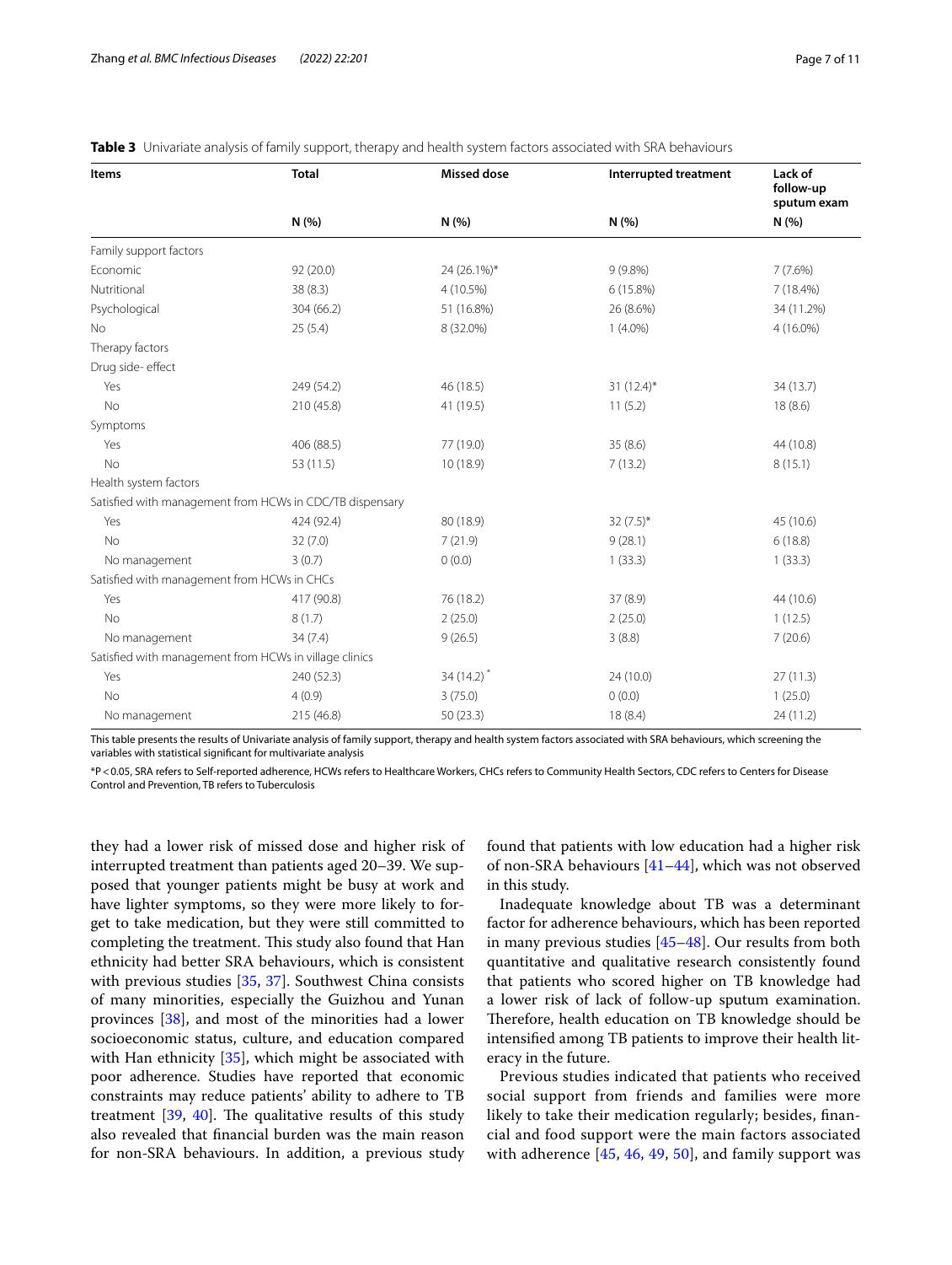**Table 3** Univariate analysis of family support, therapy and health system factors associated with SRA behaviours

| Items | Total | Missed dose | Interrupted treatment | Lack of follow-up sputum exam |
|---|---|---|---|---|
| | N (%) | N (%) | N (%) | N (%) |
| Family support factors | | | | |
| Economic | 92 (20.0) | 24 (26.1%)* | 9 (9.8%) | 7 (7.6%) |
| Nutritional | 38 (8.3) | 4 (10.5%) | 6 (15.8%) | 7 (18.4%) |
| Psychological | 304 (66.2) | 51 (16.8%) | 26 (8.6%) | 34 (11.2%) |
| No | 25 (5.4) | 8 (32.0%) | 1 (4.0%) | 4 (16.0%) |
| Therapy factors | | | | |
| Drug side- effect | | | | |
| Yes | 249 (54.2) | 46 (18.5) | 31 (12.4)* | 34 (13.7) |
| No | 210 (45.8) | 41 (19.5) | 11 (5.2) | 18 (8.6) |
| Symptoms | | | | |
| Yes | 406 (88.5) | 77 (19.0) | 35 (8.6) | 44 (10.8) |
| No | 53 (11.5) | 10 (18.9) | 7 (13.2) | 8 (15.1) |
| Health system factors | | | | |
| Satisfied with management from HCWs in CDC/TB dispensary | | | | |
| Yes | 424 (92.4) | 80 (18.9) | 32 (7.5)* | 45 (10.6) |
| No | 32 (7.0) | 7 (21.9) | 9 (28.1) | 6 (18.8) |
| No management | 3 (0.7) | 0 (0.0) | 1 (33.3) | 1 (33.3) |
| Satisfied with management from HCWs in CHCs | | | | |
| Yes | 417 (90.8) | 76 (18.2) | 37 (8.9) | 44 (10.6) |
| No | 8 (1.7) | 2 (25.0) | 2 (25.0) | 1 (12.5) |
| No management | 34 (7.4) | 9 (26.5) | 3 (8.8) | 7 (20.6) |
| Satisfied with management from HCWs in village clinics | | | | |
| Yes | 240 (52.3) | 34 (14.2)* | 24 (10.0) | 27 (11.3) |
| No | 4 (0.9) | 3 (75.0) | 0 (0.0) | 1 (25.0) |
| No management | 215 (46.8) | 50 (23.3) | 18 (8.4) | 24 (11.2) |

This table presents the results of Univariate analysis of family support, therapy and health system factors associated with SRA behaviours, which screening the variables with statistical significant for multivariate analysis

*P < 0.05, SRA refers to Self-reported adherence, HCWs refers to Healthcare Workers, CHCs refers to Community Health Sectors, CDC refers to Centers for Disease Control and Prevention, TB refers to Tuberculosis

they had a lower risk of missed dose and higher risk of interrupted treatment than patients aged 20–39. We supposed that younger patients might be busy at work and have lighter symptoms, so they were more likely to forget to take medication, but they were still committed to completing the treatment. This study also found that Han ethnicity had better SRA behaviours, which is consistent with previous studies [35, 37]. Southwest China consists of many minorities, especially the Guizhou and Yunan provinces [38], and most of the minorities had a lower socioeconomic status, culture, and education compared with Han ethnicity [35], which might be associated with poor adherence. Studies have reported that economic constraints may reduce patients' ability to adhere to TB treatment [39, 40]. The qualitative results of this study also revealed that financial burden was the main reason for non-SRA behaviours. In addition, a previous study found that patients with low education had a higher risk of non-SRA behaviours [41–44], which was not observed in this study.

Inadequate knowledge about TB was a determinant factor for adherence behaviours, which has been reported in many previous studies [45–48]. Our results from both quantitative and qualitative research consistently found that patients who scored higher on TB knowledge had a lower risk of lack of follow-up sputum examination. Therefore, health education on TB knowledge should be intensified among TB patients to improve their health literacy in the future.

Previous studies indicated that patients who received social support from friends and families were more likely to take their medication regularly; besides, financial and food support were the main factors associated with adherence [45, 46, 49, 50], and family support was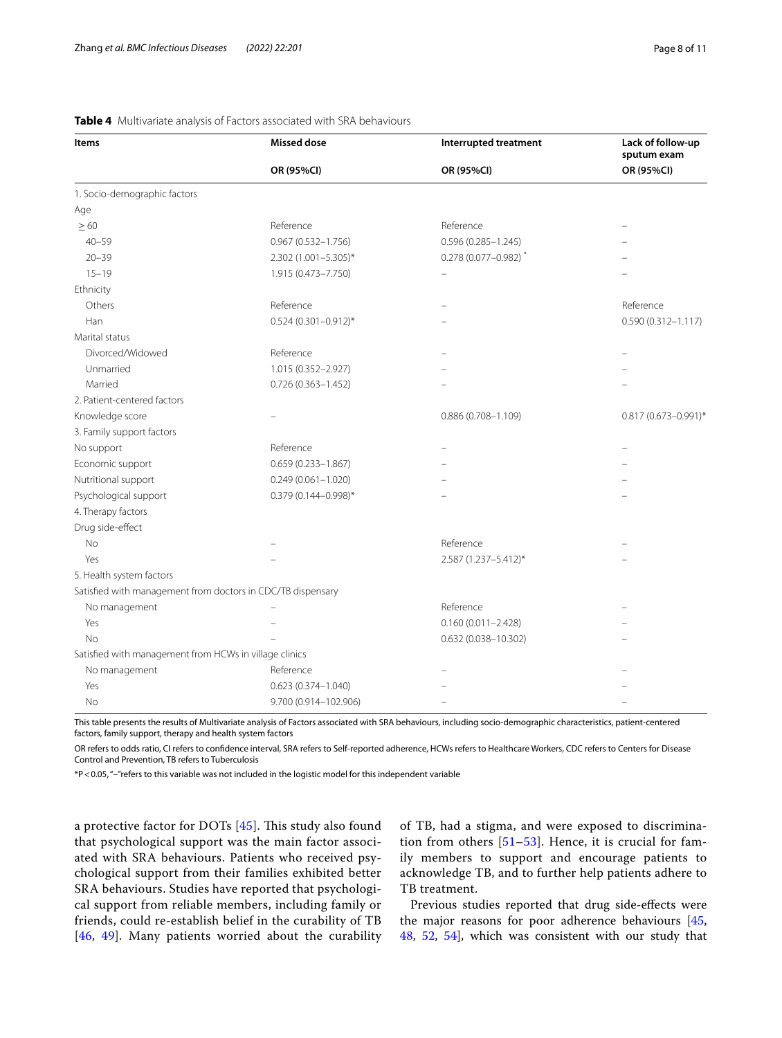**Table 4** Multivariate analysis of Factors associated with SRA behaviours

| Items | Missed dose | Interrupted treatment | Lack of follow-up sputum exam |
|---|---|---|---|
| | OR (95%CI) | OR (95%CI) | OR (95%CI) |
| 1. Socio-demographic factors | | | |
| Age | | | |
| ≥ 60 | Reference | Reference | – |
| 40–59 | 0.967 (0.532–1.756) | 0.596 (0.285–1.245) | – |
| 20–39 | 2.302 (1.001–5.305)* | 0.278 (0.077–0.982)* | – |
| 15–19 | 1.915 (0.473–7.750) | – | – |
| Ethnicity | | | |
| Others | Reference | – | Reference |
| Han | 0.524 (0.301–0.912)* | – | 0.590 (0.312–1.117) |
| Marital status | | | |
| Divorced/Widowed | Reference | – | – |
| Unmarried | 1.015 (0.352–2.927) | – | – |
| Married | 0.726 (0.363–1.452) | – | – |
| 2. Patient-centered factors | | | |
| Knowledge score | – | 0.886 (0.708–1.109) | 0.817 (0.673–0.991)* |
| 3. Family support factors | | | |
| No support | Reference | – | – |
| Economic support | 0.659 (0.233–1.867) | – | – |
| Nutritional support | 0.249 (0.061–1.020) | – | – |
| Psychological support | 0.379 (0.144–0.998)* | – | – |
| 4. Therapy factors | | | |
| Drug side-effect | | | |
| No | – | Reference | – |
| Yes | – | 2.587 (1.237–5.412)* | – |
| 5. Health system factors | | | |
| Satisfied with management from doctors in CDC/TB dispensary | | | |
| No management | – | Reference | – |
| Yes | – | 0.160 (0.011–2.428) | – |
| No | – | 0.632 (0.038–10.302) | – |
| Satisfied with management from HCWs in village clinics | | | |
| No management | Reference | – | – |
| Yes | 0.623 (0.374–1.040) | – | – |
| No | 9.700 (0.914–102.906) | – | – |

This table presents the results of Multivariate analysis of Factors associated with SRA behaviours, including socio-demographic characteristics, patient-centered factors, family support, therapy and health system factors

OR refers to odds ratio, CI refers to confidence interval, SRA refers to Self-reported adherence, HCWs refers to Healthcare Workers, CDC refers to Centers for Disease Control and Prevention, TB refers to Tuberculosis

*P < 0.05, "–"refers to this variable was not included in the logistic model for this independent variable

a protective factor for DOTs [45]. This study also found that psychological support was the main factor associated with SRA behaviours. Patients who received psychological support from their families exhibited better SRA behaviours. Studies have reported that psychological support from reliable members, including family or friends, could re-establish belief in the curability of TB [46, 49]. Many patients worried about the curability of TB, had a stigma, and were exposed to discrimination from others [51–53]. Hence, it is crucial for family members to support and encourage patients to acknowledge TB, and to further help patients adhere to TB treatment.

Previous studies reported that drug side-effects were the major reasons for poor adherence behaviours [45, 48, 52, 54], which was consistent with our study that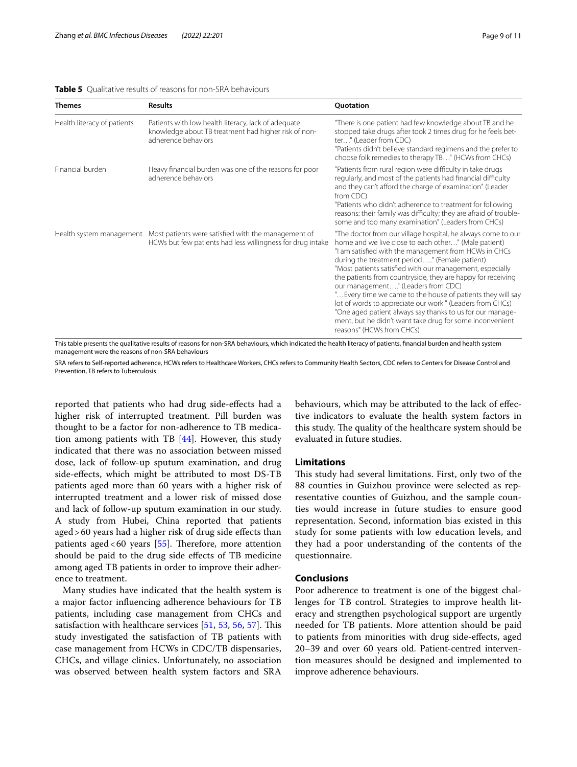**Table 5** Qualitative results of reasons for non-SRA behaviours

| Themes | Results | Quotation |
| --- | --- | --- |
| Health literacy of patients | Patients with low health literacy, lack of adequate knowledge about TB treatment had higher risk of non-adherence behaviors | "There is one patient had few knowledge about TB and he stopped take drugs after took 2 times drug for he feels better…" (Leader from CDC)<br>"Patients didn't believe standard regimens and the prefer to choose folk remedies to therapy TB…" (HCWs from CHCs) |
| Financial burden | Heavy financial burden was one of the reasons for poor adherence behaviors | "Patients from rural region were difficulty in take drugs regularly, and most of the patients had financial difficulty and they can't afford the charge of examination" (Leader from CDC)<br>"Patients who didn't adherence to treatment for following reasons: their family was difficulty; they are afraid of troublesome and too many examination" (Leaders from CHCs) |
| Health system management | Most patients were satisfied with the management of HCWs but few patients had less willingness for drug intake | "The doctor from our village hospital, he always come to our home and we live close to each other…" (Male patient)<br>"I am satisfied with the management from HCWs in CHCs during the treatment period….." (Female patient)<br>"Most patients satisfied with our management, especially the patients from countryside, they are happy for receiving our management…." (Leaders from CDC)<br>"…Every time we came to the house of patients they will say lot of words to appreciate our work " (Leaders from CHCs)<br>"One aged patient always say thanks to us for our management, but he didn't want take drug for some inconvenient reasons" (HCWs from CHCs) |

This table presents the qualitative results of reasons for non-SRA behaviours, which indicated the health literacy of patients, financial burden and health system management were the reasons of non-SRA behaviours

SRA refers to Self-reported adherence, HCWs refers to Healthcare Workers, CHCs refers to Community Health Sectors, CDC refers to Centers for Disease Control and Prevention, TB refers to Tuberculosis

reported that patients who had drug side-effects had a higher risk of interrupted treatment. Pill burden was thought to be a factor for non-adherence to TB medication among patients with TB [44]. However, this study indicated that there was no association between missed dose, lack of follow-up sputum examination, and drug side-effects, which might be attributed to most DS-TB patients aged more than 60 years with a higher risk of interrupted treatment and a lower risk of missed dose and lack of follow-up sputum examination in our study. A study from Hubei, China reported that patients aged > 60 years had a higher risk of drug side effects than patients aged < 60 years [55]. Therefore, more attention should be paid to the drug side effects of TB medicine among aged TB patients in order to improve their adherence to treatment.

Many studies have indicated that the health system is a major factor influencing adherence behaviours for TB patients, including case management from CHCs and satisfaction with healthcare services [51, 53, 56, 57]. This study investigated the satisfaction of TB patients with case management from HCWs in CDC/TB dispensaries, CHCs, and village clinics. Unfortunately, no association was observed between health system factors and SRA behaviours, which may be attributed to the lack of effective indicators to evaluate the health system factors in this study. The quality of the healthcare system should be evaluated in future studies.

## Limitations

This study had several limitations. First, only two of the 88 counties in Guizhou province were selected as representative counties of Guizhou, and the sample counties would increase in future studies to ensure good representation. Second, information bias existed in this study for some patients with low education levels, and they had a poor understanding of the contents of the questionnaire.

## Conclusions

Poor adherence to treatment is one of the biggest challenges for TB control. Strategies to improve health literacy and strengthen psychological support are urgently needed for TB patients. More attention should be paid to patients from minorities with drug side-effects, aged 20–39 and over 60 years old. Patient-centred intervention measures should be designed and implemented to improve adherence behaviours.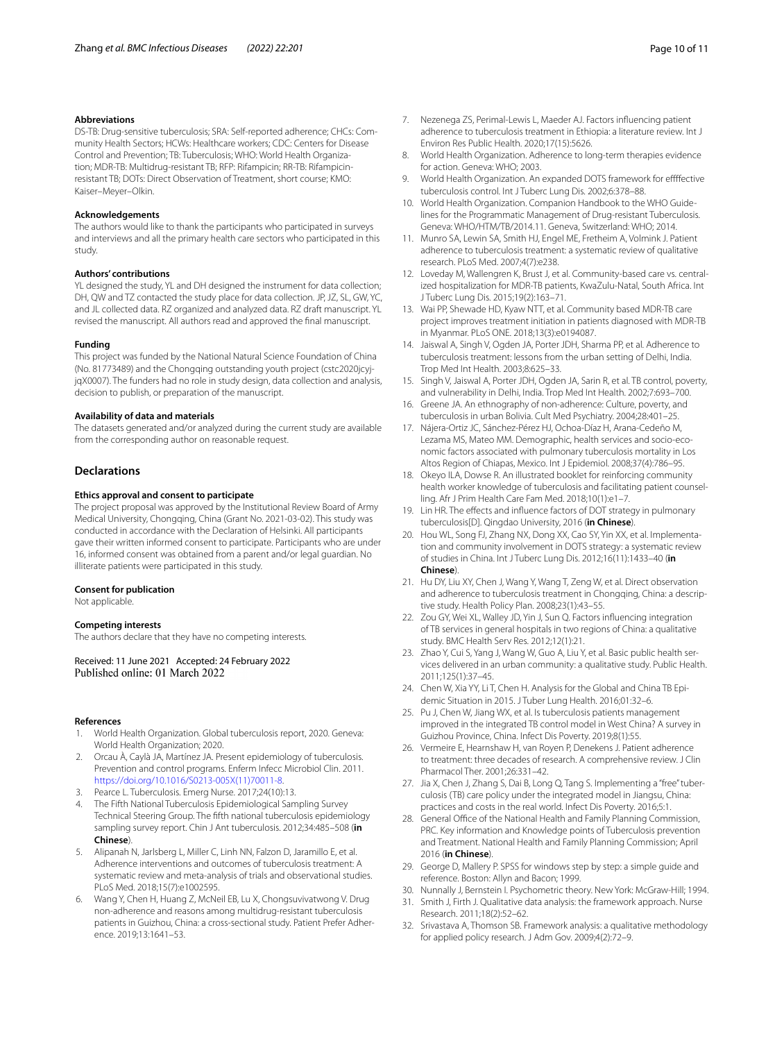#### Abbreviations

DS-TB: Drug-sensitive tuberculosis; SRA: Self-reported adherence; CHCs: Community Health Sectors; HCWs: Healthcare workers; CDC: Centers for Disease Control and Prevention; TB: Tuberculosis; WHO: World Health Organization; MDR-TB: Multidrug-resistant TB; RFP: Rifampicin; RR-TB: Rifampicin-resistant TB; DOTs: Direct Observation of Treatment, short course; KMO: Kaiser–Meyer–Olkin.

#### Acknowledgements

The authors would like to thank the participants who participated in surveys and interviews and all the primary health care sectors who participated in this study.

#### Authors' contributions

YL designed the study, YL and DH designed the instrument for data collection; DH, QW and TZ contacted the study place for data collection. JP, JZ, SL, GW, YC, and JL collected data. RZ organized and analyzed data. RZ draft manuscript. YL revised the manuscript. All authors read and approved the final manuscript.

#### Funding

This project was funded by the National Natural Science Foundation of China (No. 81773489) and the Chongqing outstanding youth project (cstc2020jcyj-jqX0007). The funders had no role in study design, data collection and analysis, decision to publish, or preparation of the manuscript.

#### Availability of data and materials

The datasets generated and/or analyzed during the current study are available from the corresponding author on reasonable request.

## Declarations

#### Ethics approval and consent to participate

The project proposal was approved by the Institutional Review Board of Army Medical University, Chongqing, China (Grant No. 2021-03-02). This study was conducted in accordance with the Declaration of Helsinki. All participants gave their written informed consent to participate. Participants who are under 16, informed consent was obtained from a parent and/or legal guardian. No illiterate patients were participated in this study.

#### Consent for publication

Not applicable.

#### Competing interests

The authors declare that they have no competing interests.

Received: 11 June 2021 Accepted: 24 February 2022
Published online: 01 March 2022

#### References

1. World Health Organization. Global tuberculosis report, 2020. Geneva: World Health Organization; 2020.
2. Orcau À, Caylà JA, Martínez JA. Present epidemiology of tuberculosis. Prevention and control programs. Enferm Infecc Microbiol Clin. 2011. https://doi.org/10.1016/S0213-005X(11)70011-8.
3. Pearce L. Tuberculosis. Emerg Nurse. 2017;24(10):13.
4. The Fifth National Tuberculosis Epidemiological Sampling Survey Technical Steering Group. The fifth national tuberculosis epidemiology sampling survey report. Chin J Ant tuberculosis. 2012;34:485–508 (**in Chinese**).
5. Alipanah N, Jarlsberg L, Miller C, Linh NN, Falzon D, Jaramillo E, et al. Adherence interventions and outcomes of tuberculosis treatment: A systematic review and meta-analysis of trials and observational studies. PLoS Med. 2018;15(7):e1002595.
6. Wang Y, Chen H, Huang Z, McNeil EB, Lu X, Chongsuvivatwong V. Drug non-adherence and reasons among multidrug-resistant tuberculosis patients in Guizhou, China: a cross-sectional study. Patient Prefer Adherence. 2019;13:1641–53.
7. Nezenega ZS, Perimal-Lewis L, Maeder AJ. Factors influencing patient adherence to tuberculosis treatment in Ethiopia: a literature review. Int J Environ Res Public Health. 2020;17(15):5626.
8. World Health Organization. Adherence to long-term therapies evidence for action. Geneva: WHO; 2003.
9. World Health Organization. An expanded DOTS framework for effffective tuberculosis control. Int J Tuberc Lung Dis. 2002;6:378–88.
10. World Health Organization. Companion Handbook to the WHO Guidelines for the Programmatic Management of Drug-resistant Tuberculosis. Geneva: WHO/HTM/TB/2014.11. Geneva, Switzerland: WHO; 2014.
11. Munro SA, Lewin SA, Smith HJ, Engel ME, Fretheim A, Volmink J. Patient adherence to tuberculosis treatment: a systematic review of qualitative research. PLoS Med. 2007;4(7):e238.
12. Loveday M, Wallengren K, Brust J, et al. Community-based care vs. centralized hospitalization for MDR-TB patients, KwaZulu-Natal, South Africa. Int J Tuberc Lung Dis. 2015;19(2):163–71.
13. Wai PP, Shewade HD, Kyaw NTT, et al. Community based MDR-TB care project improves treatment initiation in patients diagnosed with MDR-TB in Myanmar. PLoS ONE. 2018;13(3):e0194087.
14. Jaiswal A, Singh V, Ogden JA, Porter JDH, Sharma PP, et al. Adherence to tuberculosis treatment: lessons from the urban setting of Delhi, India. Trop Med Int Health. 2003;8:625–33.
15. Singh V, Jaiswal A, Porter JDH, Ogden JA, Sarin R, et al. TB control, poverty, and vulnerability in Delhi, India. Trop Med Int Health. 2002;7:693–700.
16. Greene JA. An ethnography of non-adherence: Culture, poverty, and tuberculosis in urban Bolivia. Cult Med Psychiatry. 2004;28:401–25.
17. Nájera-Ortiz JC, Sánchez-Pérez HJ, Ochoa-Díaz H, Arana-Cedeño M, Lezama MS, Mateo MM. Demographic, health services and socio-economic factors associated with pulmonary tuberculosis mortality in Los Altos Region of Chiapas, Mexico. Int J Epidemiol. 2008;37(4):786–95.
18. Okeyo ILA, Dowse R. An illustrated booklet for reinforcing community health worker knowledge of tuberculosis and facilitating patient counselling. Afr J Prim Health Care Fam Med. 2018;10(1):e1–7.
19. Lin HR. The effects and influence factors of DOT strategy in pulmonary tuberculosis[D]. Qingdao University, 2016 (**in Chinese**).
20. Hou WL, Song FJ, Zhang NX, Dong XX, Cao SY, Yin XX, et al. Implementation and community involvement in DOTS strategy: a systematic review of studies in China. Int J Tuberc Lung Dis. 2012;16(11):1433–40 (**in Chinese**).
21. Hu DY, Liu XY, Chen J, Wang Y, Wang T, Zeng W, et al. Direct observation and adherence to tuberculosis treatment in Chongqing, China: a descriptive study. Health Policy Plan. 2008;23(1):43–55.
22. Zou GY, Wei XL, Walley JD, Yin J, Sun Q. Factors influencing integration of TB services in general hospitals in two regions of China: a qualitative study. BMC Health Serv Res. 2012;12(1):21.
23. Zhao Y, Cui S, Yang J, Wang W, Guo A, Liu Y, et al. Basic public health services delivered in an urban community: a qualitative study. Public Health. 2011;125(1):37–45.
24. Chen W, Xia YY, Li T, Chen H. Analysis for the Global and China TB Epidemic Situation in 2015. J Tuber Lung Health. 2016;01:32–6.
25. Pu J, Chen W, Jiang WX, et al. Is tuberculosis patients management improved in the integrated TB control model in West China? A survey in Guizhou Province, China. Infect Dis Poverty. 2019;8(1):55.
26. Vermeire E, Hearnshaw H, van Royen P, Denekens J. Patient adherence to treatment: three decades of research. A comprehensive review. J Clin Pharmacol Ther. 2001;26:331–42.
27. Jia X, Chen J, Zhang S, Dai B, Long Q, Tang S. Implementing a "free" tuberculosis (TB) care policy under the integrated model in Jiangsu, China: practices and costs in the real world. Infect Dis Poverty. 2016;5:1.
28. General Office of the National Health and Family Planning Commission, PRC. Key information and Knowledge points of Tuberculosis prevention and Treatment. National Health and Family Planning Commission; April 2016 (**in Chinese**).
29. George D, Mallery P. SPSS for windows step by step: a simple guide and reference. Boston: Allyn and Bacon; 1999.
30. Nunnally J, Bernstein I. Psychometric theory. New York: McGraw-Hill; 1994.
31. Smith J, Firth J. Qualitative data analysis: the framework approach. Nurse Research. 2011;18(2):52–62.
32. Srivastava A, Thomson SB. Framework analysis: a qualitative methodology for applied policy research. J Adm Gov. 2009;4(2):72–9.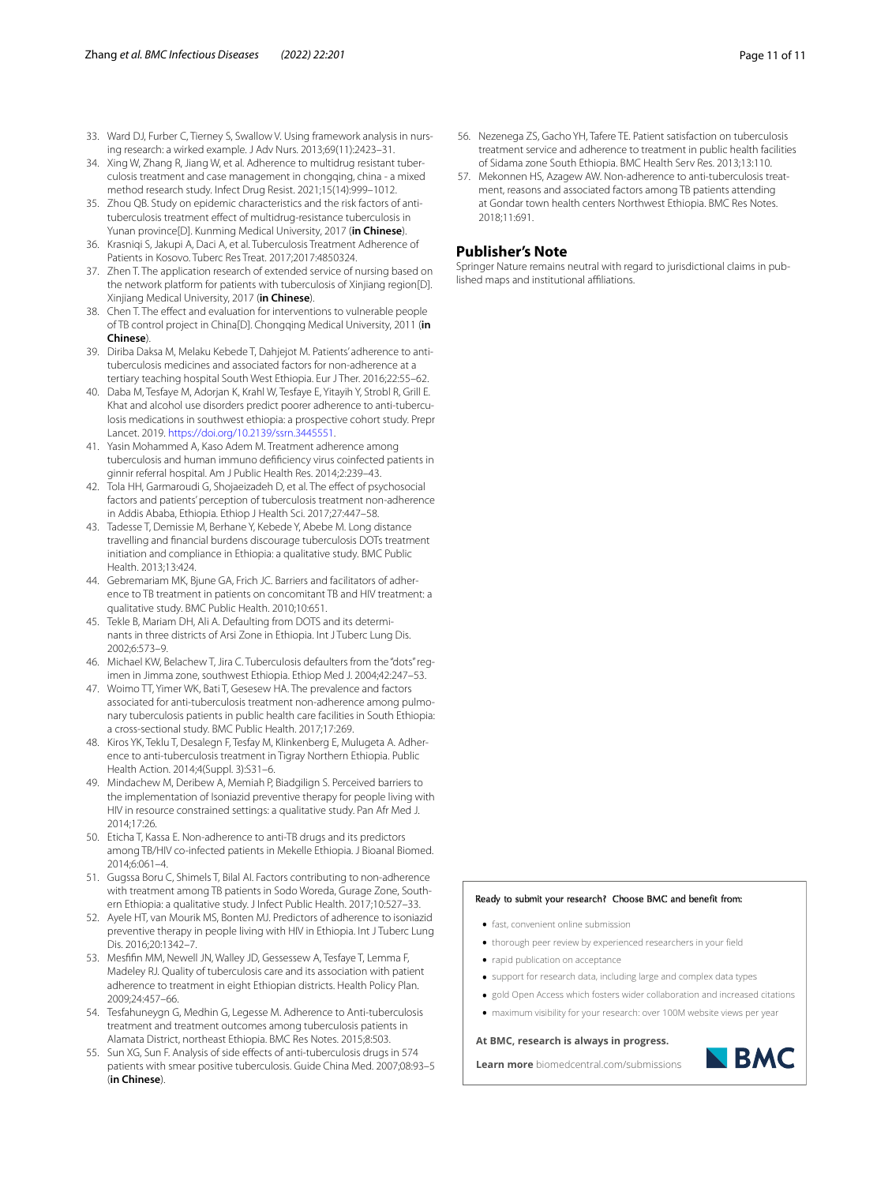33. Ward DJ, Furber C, Tierney S, Swallow V. Using framework analysis in nursing research: a wirked example. J Adv Nurs. 2013;69(11):2423–31.
34. Xing W, Zhang R, Jiang W, et al. Adherence to multidrug resistant tuberculosis treatment and case management in chongqing, china - a mixed method research study. Infect Drug Resist. 2021;15(14):999–1012.
35. Zhou QB. Study on epidemic characteristics and the risk factors of anti-tuberculosis treatment effect of multidrug-resistance tuberculosis in Yunan province[D]. Kunming Medical University, 2017 (**in Chinese**).
36. Krasniqi S, Jakupi A, Daci A, et al. Tuberculosis Treatment Adherence of Patients in Kosovo. Tuberc Res Treat. 2017;2017:4850324.
37. Zhen T. The application research of extended service of nursing based on the network platform for patients with tuberculosis of Xinjiang region[D]. Xinjiang Medical University, 2017 (**in Chinese**).
38. Chen T. The effect and evaluation for interventions to vulnerable people of TB control project in China[D]. Chongqing Medical University, 2011 (**in Chinese**).
39. Diriba Daksa M, Melaku Kebede T, Dahjejot M. Patients' adherence to anti-tuberculosis medicines and associated factors for non-adherence at a tertiary teaching hospital South West Ethiopia. Eur J Ther. 2016;22:55–62.
40. Daba M, Tesfaye M, Adorjan K, Krahl W, Tesfaye E, Yitayih Y, Strobl R, Grill E. Khat and alcohol use disorders predict poorer adherence to anti-tuberculosis medications in southwest ethiopia: a prospective cohort study. Prepr Lancet. 2019. https://doi.org/10.2139/ssrn.3445551.
41. Yasin Mohammed A, Kaso Adem M. Treatment adherence among tuberculosis and human immuno deficiency virus coinfected patients in ginnir referral hospital. Am J Public Health Res. 2014;2:239–43.
42. Tola HH, Garmaroudi G, Shojaeizadeh D, et al. The effect of psychosocial factors and patients' perception of tuberculosis treatment non-adherence in Addis Ababa, Ethiopia. Ethiop J Health Sci. 2017;27:447–58.
43. Tadesse T, Demissie M, Berhane Y, Kebede Y, Abebe M. Long distance travelling and financial burdens discourage tuberculosis DOTs treatment initiation and compliance in Ethiopia: a qualitative study. BMC Public Health. 2013;13:424.
44. Gebremariam MK, Bjune GA, Frich JC. Barriers and facilitators of adherence to TB treatment in patients on concomitant TB and HIV treatment: a qualitative study. BMC Public Health. 2010;10:651.
45. Tekle B, Mariam DH, Ali A. Defaulting from DOTS and its determinants in three districts of Arsi Zone in Ethiopia. Int J Tuberc Lung Dis. 2002;6:573–9.
46. Michael KW, Belachew T, Jira C. Tuberculosis defaulters from the "dots" regimen in Jimma zone, southwest Ethiopia. Ethiop Med J. 2004;42:247–53.
47. Woimo TT, Yimer WK, Bati T, Gesesew HA. The prevalence and factors associated for anti-tuberculosis treatment non-adherence among pulmonary tuberculosis patients in public health care facilities in South Ethiopia: a cross-sectional study. BMC Public Health. 2017;17:269.
48. Kiros YK, Teklu T, Desalegn F, Tesfay M, Klinkenberg E, Mulugeta A. Adherence to anti-tuberculosis treatment in Tigray Northern Ethiopia. Public Health Action. 2014;4(Suppl. 3):S31–6.
49. Mindachew M, Deribew A, Memiah P, Biadgilign S. Perceived barriers to the implementation of Isoniazid preventive therapy for people living with HIV in resource constrained settings: a qualitative study. Pan Afr Med J. 2014;17:26.
50. Eticha T, Kassa E. Non-adherence to anti-TB drugs and its predictors among TB/HIV co-infected patients in Mekelle Ethiopia. J Bioanal Biomed. 2014;6:061–4.
51. Gugssa Boru C, Shimels T, Bilal AI. Factors contributing to non-adherence with treatment among TB patients in Sodo Woreda, Gurage Zone, Southern Ethiopia: a qualitative study. J Infect Public Health. 2017;10:527–33.
52. Ayele HT, van Mourik MS, Bonten MJ. Predictors of adherence to isoniazid preventive therapy in people living with HIV in Ethiopia. Int J Tuberc Lung Dis. 2016;20:1342–7.
53. Mesfin MM, Newell JN, Walley JD, Gessessew A, Tesfaye T, Lemma F, Madeley RJ. Quality of tuberculosis care and its association with patient adherence to treatment in eight Ethiopian districts. Health Policy Plan. 2009;24:457–66.
54. Tesfahuneygn G, Medhin G, Legesse M. Adherence to Anti-tuberculosis treatment and treatment outcomes among tuberculosis patients in Alamata District, northeast Ethiopia. BMC Res Notes. 2015;8:503.
55. Sun XG, Sun F. Analysis of side effects of anti-tuberculosis drugs in 574 patients with smear positive tuberculosis. Guide China Med. 2007;08:93–5 (**in Chinese**).
56. Nezenega ZS, Gacho YH, Tafere TE. Patient satisfaction on tuberculosis treatment service and adherence to treatment in public health facilities of Sidama zone South Ethiopia. BMC Health Serv Res. 2013;13:110.
57. Mekonnen HS, Azagew AW. Non-adherence to anti-tuberculosis treatment, reasons and associated factors among TB patients attending at Gondar town health centers Northwest Ethiopia. BMC Res Notes. 2018;11:691.

## Publisher's Note

Springer Nature remains neutral with regard to jurisdictional claims in published maps and institutional affiliations.

Ready to submit your research? Choose BMC and benefit from:

- fast, convenient online submission
- thorough peer review by experienced researchers in your field
- rapid publication on acceptance
- support for research data, including large and complex data types
- gold Open Access which fosters wider collaboration and increased citations
- maximum visibility for your research: over 100M website views per year

**At BMC, research is always in progress.**

**Learn more** biomedcentral.com/submissions